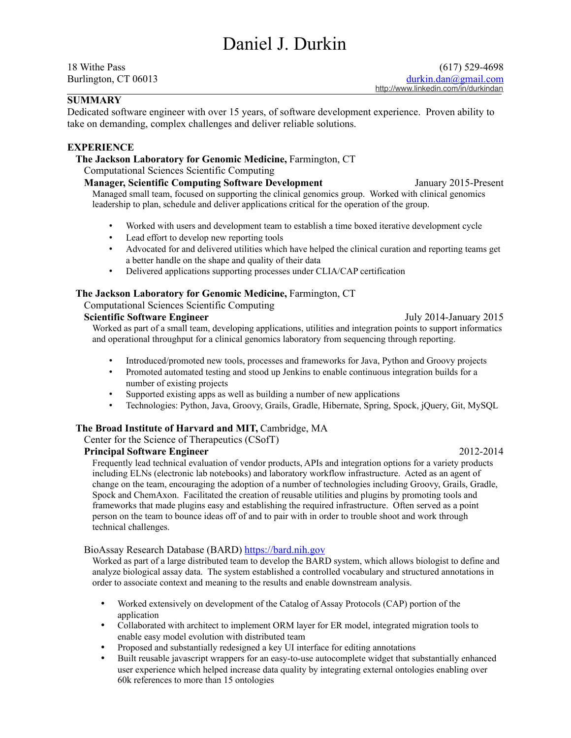# Daniel J. Durkin

18 Withe Pass
Burlington, CT 06013

(617) 529-4698
[durkin.dan@gmail.com](mailto:durkin.dan@gmail.com)
http://www.linkedin.com/in/durkindan

## SUMMARY

Dedicated software engineer with over 15 years, of software development experience. Proven ability to take on demanding, complex challenges and deliver reliable solutions.

## EXPERIENCE

**The Jackson Laboratory for Genomic Medicine,** Farmington, CT
Computational Sciences Scientific Computing
**Manager, Scientific Computing Software Development** — January 2015-Present

Managed small team, focused on supporting the clinical genomics group. Worked with clinical genomics leadership to plan, schedule and deliver applications critical for the operation of the group.

- Worked with users and development team to establish a time boxed iterative development cycle
- Lead effort to develop new reporting tools
- Advocated for and delivered utilities which have helped the clinical curation and reporting teams get a better handle on the shape and quality of their data
- Delivered applications supporting processes under CLIA/CAP certification

**The Jackson Laboratory for Genomic Medicine,** Farmington, CT
Computational Sciences Scientific Computing
**Scientific Software Engineer** — July 2014-January 2015

Worked as part of a small team, developing applications, utilities and integration points to support informatics and operational throughput for a clinical genomics laboratory from sequencing through reporting.

- Introduced/promoted new tools, processes and frameworks for Java, Python and Groovy projects
- Promoted automated testing and stood up Jenkins to enable continuous integration builds for a number of existing projects
- Supported existing apps as well as building a number of new applications
- Technologies: Python, Java, Groovy, Grails, Gradle, Hibernate, Spring, Spock, jQuery, Git, MySQL

**The Broad Institute of Harvard and MIT,** Cambridge, MA
Center for the Science of Therapeutics (CSofT)
**Principal Software Engineer** — 2012-2014

Frequently lead technical evaluation of vendor products, APIs and integration options for a variety products including ELNs (electronic lab notebooks) and laboratory workflow infrastructure. Acted as an agent of change on the team, encouraging the adoption of a number of technologies including Groovy, Grails, Gradle, Spock and ChemAxon. Facilitated the creation of reusable utilities and plugins by promoting tools and frameworks that made plugins easy and establishing the required infrastructure. Often served as a point person on the team to bounce ideas off of and to pair with in order to trouble shoot and work through technical challenges.

BioAssay Research Database (BARD) [https://bard.nih.gov](https://bard.nih.gov)

Worked as part of a large distributed team to develop the BARD system, which allows biologist to define and analyze biological assay data. The system established a controlled vocabulary and structured annotations in order to associate context and meaning to the results and enable downstream analysis.

- Worked extensively on development of the Catalog of Assay Protocols (CAP) portion of the application
- Collaborated with architect to implement ORM layer for ER model, integrated migration tools to enable easy model evolution with distributed team
- Proposed and substantially redesigned a key UI interface for editing annotations
- Built reusable javascript wrappers for an easy-to-use autocomplete widget that substantially enhanced user experience which helped increase data quality by integrating external ontologies enabling over 60k references to more than 15 ontologies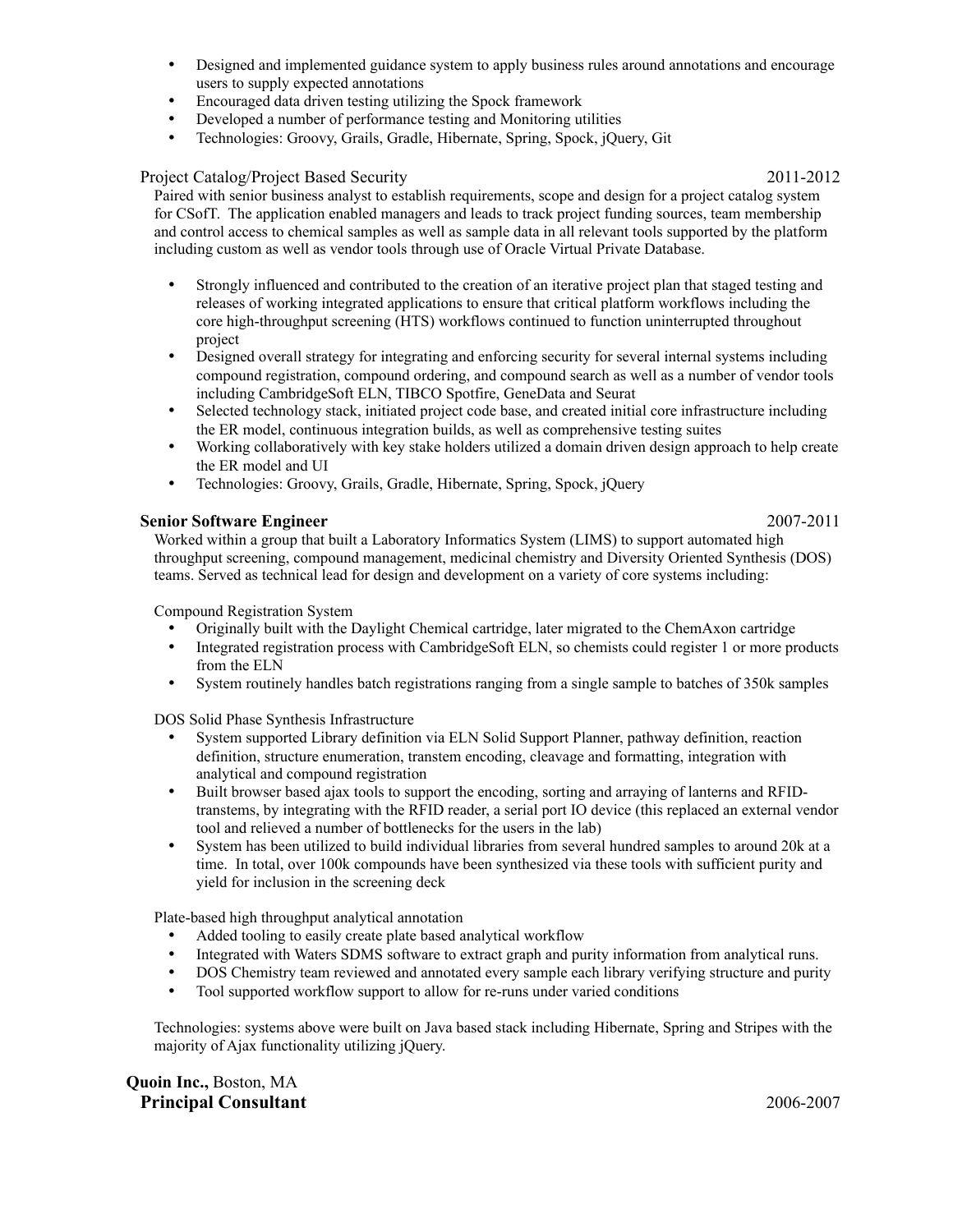- Designed and implemented guidance system to apply business rules around annotations and encourage users to supply expected annotations
- Encouraged data driven testing utilizing the Spock framework
- Developed a number of performance testing and Monitoring utilities
- Technologies: Groovy, Grails, Gradle, Hibernate, Spring, Spock, jQuery, Git

Project Catalog/Project Based Security 2011-2012

Paired with senior business analyst to establish requirements, scope and design for a project catalog system for CSofT. The application enabled managers and leads to track project funding sources, team membership and control access to chemical samples as well as sample data in all relevant tools supported by the platform including custom as well as vendor tools through use of Oracle Virtual Private Database.

- Strongly influenced and contributed to the creation of an iterative project plan that staged testing and releases of working integrated applications to ensure that critical platform workflows including the core high-throughput screening (HTS) workflows continued to function uninterrupted throughout project
- Designed overall strategy for integrating and enforcing security for several internal systems including compound registration, compound ordering, and compound search as well as a number of vendor tools including CambridgeSoft ELN, TIBCO Spotfire, GeneData and Seurat
- Selected technology stack, initiated project code base, and created initial core infrastructure including the ER model, continuous integration builds, as well as comprehensive testing suites
- Working collaboratively with key stake holders utilized a domain driven design approach to help create the ER model and UI
- Technologies: Groovy, Grails, Gradle, Hibernate, Spring, Spock, jQuery

**Senior Software Engineer** 2007-2011

Worked within a group that built a Laboratory Informatics System (LIMS) to support automated high throughput screening, compound management, medicinal chemistry and Diversity Oriented Synthesis (DOS) teams. Served as technical lead for design and development on a variety of core systems including:

Compound Registration System

- Originally built with the Daylight Chemical cartridge, later migrated to the ChemAxon cartridge
- Integrated registration process with CambridgeSoft ELN, so chemists could register 1 or more products from the ELN
- System routinely handles batch registrations ranging from a single sample to batches of 350k samples

DOS Solid Phase Synthesis Infrastructure

- System supported Library definition via ELN Solid Support Planner, pathway definition, reaction definition, structure enumeration, transtem encoding, cleavage and formatting, integration with analytical and compound registration
- Built browser based ajax tools to support the encoding, sorting and arraying of lanterns and RFID-transtems, by integrating with the RFID reader, a serial port IO device (this replaced an external vendor tool and relieved a number of bottlenecks for the users in the lab)
- System has been utilized to build individual libraries from several hundred samples to around 20k at a time. In total, over 100k compounds have been synthesized via these tools with sufficient purity and yield for inclusion in the screening deck

Plate-based high throughput analytical annotation

- Added tooling to easily create plate based analytical workflow
- Integrated with Waters SDMS software to extract graph and purity information from analytical runs.
- DOS Chemistry team reviewed and annotated every sample each library verifying structure and purity
- Tool supported workflow support to allow for re-runs under varied conditions

Technologies: systems above were built on Java based stack including Hibernate, Spring and Stripes with the majority of Ajax functionality utilizing jQuery.

**Quoin Inc.,** Boston, MA

**Principal Consultant** 2006-2007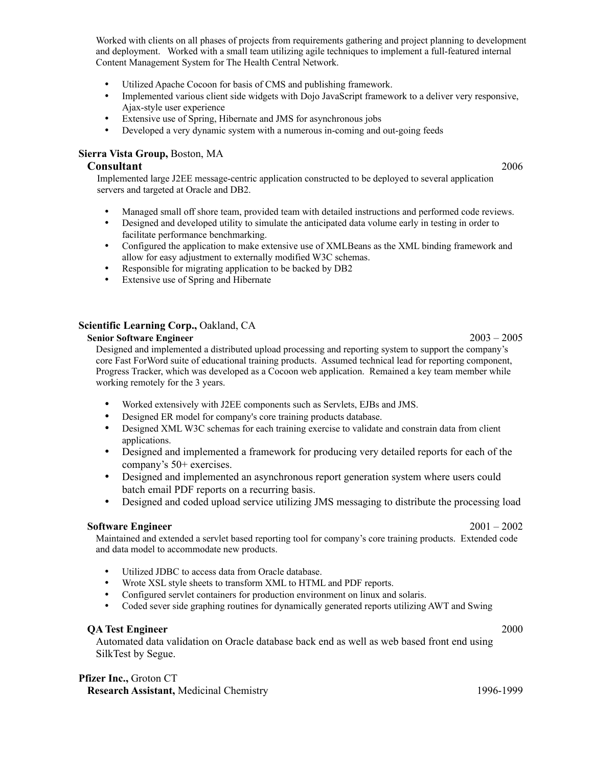Worked with clients on all phases of projects from requirements gathering and project planning to development and deployment. Worked with a small team utilizing agile techniques to implement a full-featured internal Content Management System for The Health Central Network.

- Utilized Apache Cocoon for basis of CMS and publishing framework.
- Implemented various client side widgets with Dojo JavaScript framework to a deliver very responsive, Ajax-style user experience
- Extensive use of Spring, Hibernate and JMS for asynchronous jobs
- Developed a very dynamic system with a numerous in-coming and out-going feeds

**Sierra Vista Group,** Boston, MA

**Consultant** 2006

Implemented large J2EE message-centric application constructed to be deployed to several application servers and targeted at Oracle and DB2.

- Managed small off shore team, provided team with detailed instructions and performed code reviews.
- Designed and developed utility to simulate the anticipated data volume early in testing in order to facilitate performance benchmarking.
- Configured the application to make extensive use of XMLBeans as the XML binding framework and allow for easy adjustment to externally modified W3C schemas.
- Responsible for migrating application to be backed by DB2
- Extensive use of Spring and Hibernate

**Scientific Learning Corp.,** Oakland, CA

**Senior Software Engineer** 2003 – 2005

Designed and implemented a distributed upload processing and reporting system to support the company's core Fast ForWord suite of educational training products. Assumed technical lead for reporting component, Progress Tracker, which was developed as a Cocoon web application. Remained a key team member while working remotely for the 3 years.

- Worked extensively with J2EE components such as Servlets, EJBs and JMS.
- Designed ER model for company's core training products database.
- Designed XML W3C schemas for each training exercise to validate and constrain data from client applications.
- Designed and implemented a framework for producing very detailed reports for each of the company's 50+ exercises.
- Designed and implemented an asynchronous report generation system where users could batch email PDF reports on a recurring basis.
- Designed and coded upload service utilizing JMS messaging to distribute the processing load

**Software Engineer** 2001 – 2002

Maintained and extended a servlet based reporting tool for company's core training products. Extended code and data model to accommodate new products.

- Utilized JDBC to access data from Oracle database.
- Wrote XSL style sheets to transform XML to HTML and PDF reports.
- Configured servlet containers for production environment on linux and solaris.
- Coded sever side graphing routines for dynamically generated reports utilizing AWT and Swing

**QA Test Engineer** 2000

Automated data validation on Oracle database back end as well as web based front end using SilkTest by Segue.

**Pfizer Inc.,** Groton CT

**Research Assistant,** Medicinal Chemistry 1996-1999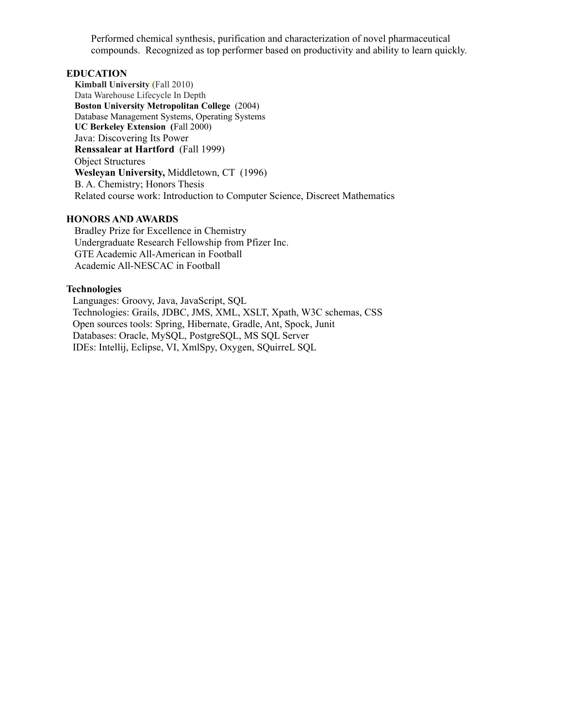Performed chemical synthesis, purification and characterization of novel pharmaceutical compounds. Recognized as top performer based on productivity and ability to learn quickly.

## EDUCATION

**Kimball University** (Fall 2010)
Data Warehouse Lifecycle In Depth
**Boston University Metropolitan College** (2004)
Database Management Systems, Operating Systems
**UC Berkeley Extension** (Fall 2000)
Java: Discovering Its Power
**Renssalear at Hartford** (Fall 1999)
Object Structures
**Wesleyan University,** Middletown, CT (1996)
B. A. Chemistry; Honors Thesis
Related course work: Introduction to Computer Science, Discreet Mathematics

## HONORS AND AWARDS

Bradley Prize for Excellence in Chemistry
Undergraduate Research Fellowship from Pfizer Inc.
GTE Academic All-American in Football
Academic All-NESCAC in Football

## Technologies

Languages: Groovy, Java, JavaScript, SQL
Technologies: Grails, JDBC, JMS, XML, XSLT, Xpath, W3C schemas, CSS
Open sources tools: Spring, Hibernate, Gradle, Ant, Spock, Junit
Databases: Oracle, MySQL, PostgreSQL, MS SQL Server
IDEs: Intellij, Eclipse, VI, XmlSpy, Oxygen, SQuirreL SQL